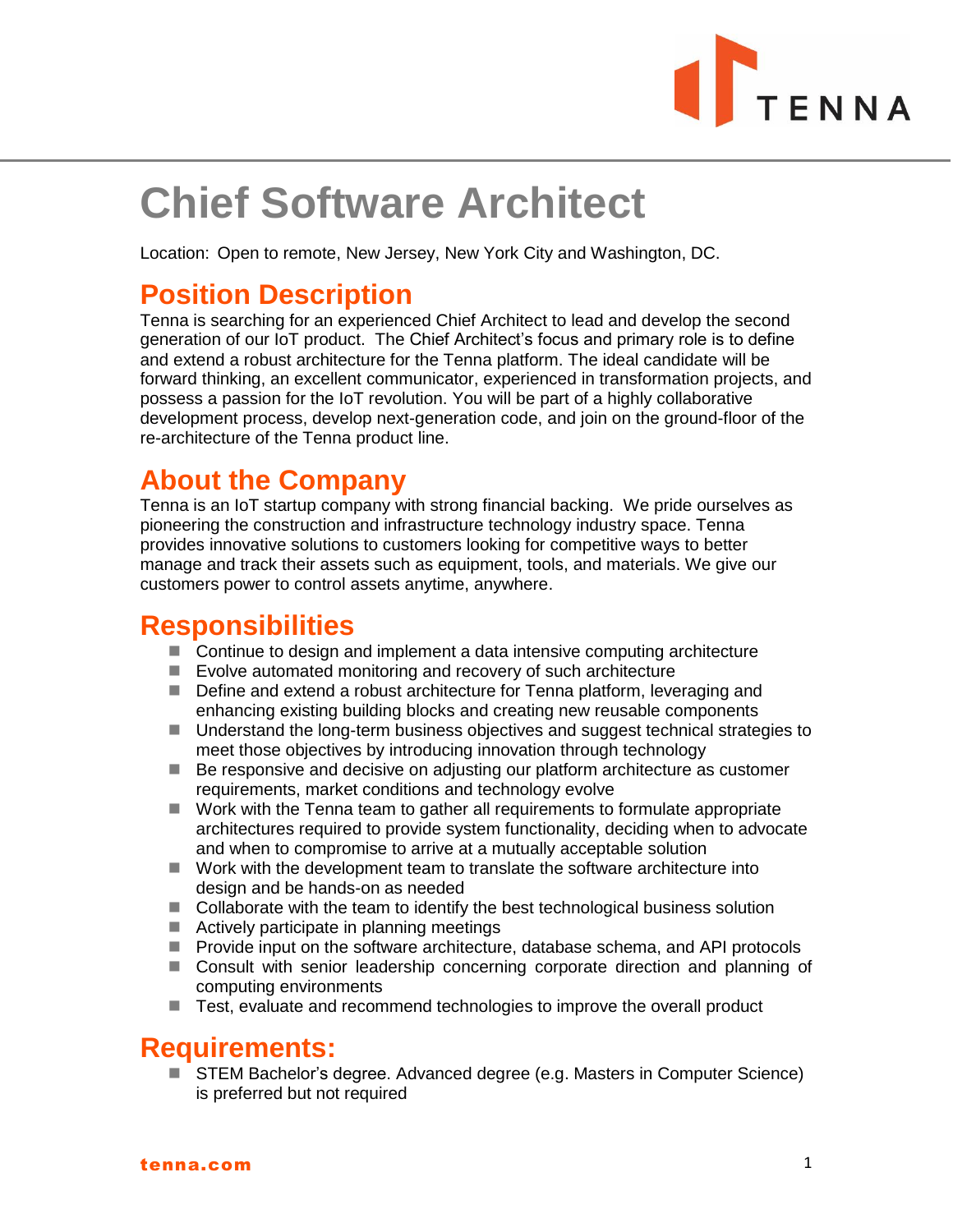# Chief Software Architect

Location: Open to remote, New Jersey, New York City and Washington, DC.

## Position Description

Tenna is searching for an experienced Chief Architect to lead and develop the second generation of our IoT product. The Chief Architect's focus and primary role is to define and extend a robust architecture for the Tenna platform. The ideal candidate will be forward thinking, an excellent communicator, experienced in transformation projects, and possess a passion for the IoT revolution. You will be part of a highly collaborative development process, develop next-generation code, and join on the ground-floor of the re-architecture of the Tenna product line.

## About the Company

Tenna is an IoT startup company with strong financial backing. We pride ourselves as pioneering the construction and infrastructure technology industry space. Tenna provides innovative solutions to customers looking for competitive ways to better manage and track their assets such as equipment, tools, and materials. We give our customers power to control assets anytime, anywhere.

## Responsibilities

- Continue to design and implement a data intensive computing architecture
- Evolve automated monitoring and recovery of such architecture
- Define and extend a robust architecture for Tenna platform, leveraging and enhancing existing building blocks and creating new reusable components
- Understand the long-term business objectives and suggest technical strategies to meet those objectives by introducing innovation through technology
- Be responsive and decisive on adjusting our platform architecture as customer requirements, market conditions and technology evolve
- Work with the Tenna team to gather all requirements to formulate appropriate architectures required to provide system functionality, deciding when to advocate and when to compromise to arrive at a mutually acceptable solution
- Work with the development team to translate the software architecture into design and be hands-on as needed
- Collaborate with the team to identify the best technological business solution
- Actively participate in planning meetings
- Provide input on the software architecture, database schema, and API protocols
- Consult with senior leadership concerning corporate direction and planning of computing environments
- Test, evaluate and recommend technologies to improve the overall product

## Requirements:

- STEM Bachelor's degree. Advanced degree (e.g. Masters in Computer Science) is preferred but not required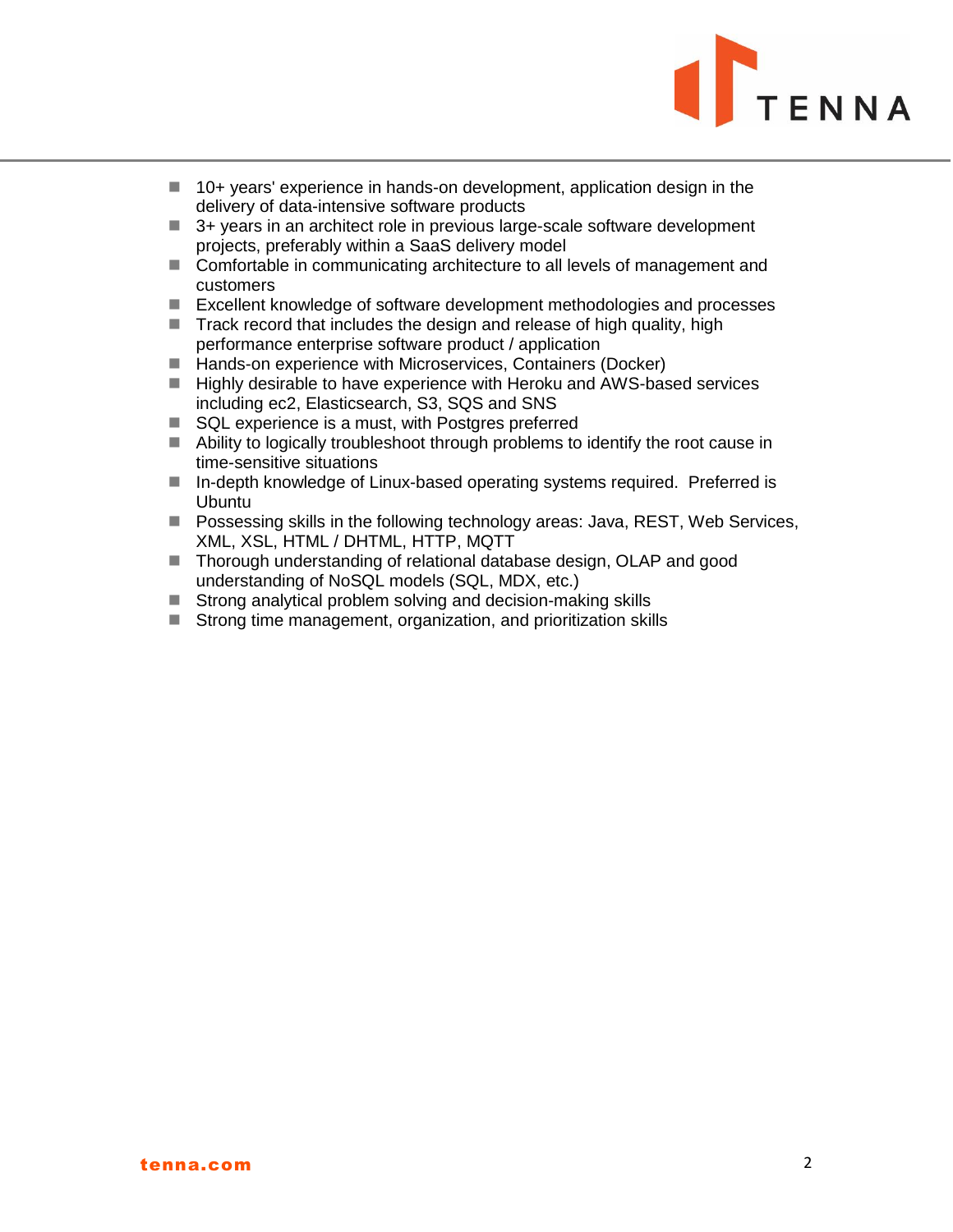- 10+ years' experience in hands-on development, application design in the delivery of data-intensive software products
- 3+ years in an architect role in previous large-scale software development projects, preferably within a SaaS delivery model
- Comfortable in communicating architecture to all levels of management and customers
- Excellent knowledge of software development methodologies and processes
- Track record that includes the design and release of high quality, high performance enterprise software product / application
- Hands-on experience with Microservices, Containers (Docker)
- Highly desirable to have experience with Heroku and AWS-based services including ec2, Elasticsearch, S3, SQS and SNS
- SQL experience is a must, with Postgres preferred
- Ability to logically troubleshoot through problems to identify the root cause in time-sensitive situations
- In-depth knowledge of Linux-based operating systems required. Preferred is Ubuntu
- Possessing skills in the following technology areas: Java, REST, Web Services, XML, XSL, HTML / DHTML, HTTP, MQTT
- Thorough understanding of relational database design, OLAP and good understanding of NoSQL models (SQL, MDX, etc.)
- Strong analytical problem solving and decision-making skills
- Strong time management, organization, and prioritization skills